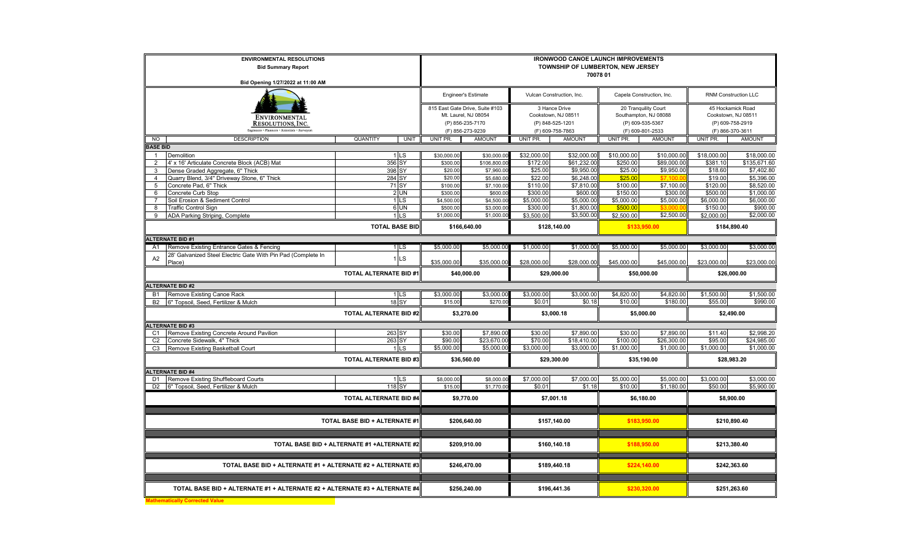**ENVIRONMENTAL RESOLUTIONS**

**Bid Summary Report**

**Bid Opening 1/27/2022 at 11:00 AM**

**IRONWOOD CANOE LAUNCH IMPROVEMENTS**

**TOWNSHIP OF LUMBERTON, NEW JERSEY**

**70078 01**

ENVIRONMENTAL RESOLUTIONS, INC.
Engineers • Planners • Scientists • Surveyors

| NO | DESCRIPTION | QUANTITY | UNIT | Engineer's Estimate | | Vulcan Construction, Inc. | | Capela Construction, Inc. | | RNM Construction LLC | |
|---|---|---|---|---|---|---|---|---|---|---|---|
| | | | | 815 East Gate Drive, Suite #103, Mt. Laurel, NJ 08054, (P) 856-235-7170, (F) 856-273-9239 | | 3 Hance Drive, Cookstown, NJ 08511, (P) 848-525-1201, (F) 609-758-7863 | | 20 Tranquility Court, Southampton, NJ 08088, (P) 609-535-5367, (F) 609-801-2533 | | 45 Hockamick Road, Cookstown, NJ 08511, (P) 609-758-2919, (F) 866-370-3611 | |
| | | | | UNIT PR. | AMOUNT | UNIT PR. | AMOUNT | UNIT PR. | AMOUNT | UNIT PR. | AMOUNT |
| **BASE BID** | | | | | | | | | | | |
| 1 | Demolition | 1 | LS | $30,000.00 | $30,000.00 | $32,000.00 | $32,000.00 | $10,000.00 | $10,000.00 | $18,000.00 | $18,000.00 |
| 2 | 4' x 16' Articulate Concrete Block (ACB) Mat | 356 | SY | $300.00 | $106,800.00 | $172.00 | $61,232.00 | $250.00 | $89,000.00 | $381.10 | $135,671.60 |
| 3 | Dense Graded Aggregate, 6" Thick | 398 | SY | $20.00 | $7,960.00 | $25.00 | $9,950.00 | $25.00 | $9,950.00 | $18.60 | $7,402.80 |
| 4 | Quarry Blend, 3/4" Driveway Stone, 6" Thick | 284 | SY | $20.00 | $5,680.00 | $22.00 | $6,248.00 | $25.00 | $7,100.00 | $19.00 | $5,396.00 |
| 5 | Concrete Pad, 6" Thick | 71 | SY | $100.00 | $7,100.00 | $110.00 | $7,810.00 | $100.00 | $7,100.00 | $120.00 | $8,520.00 |
| 6 | Concrete Curb Stop | 2 | UN | $300.00 | $600.00 | $300.00 | $600.00 | $150.00 | $300.00 | $500.00 | $1,000.00 |
| 7 | Soil Erosion & Sediment Control | 1 | LS | $4,500.00 | $4,500.00 | $5,000.00 | $5,000.00 | $5,000.00 | $5,000.00 | $6,000.00 | $6,000.00 |
| 8 | Traffic Control Sign | 6 | UN | $500.00 | $3,000.00 | $300.00 | $1,800.00 | $500.00 | $3,000.00 | $150.00 | $900.00 |
| 9 | ADA Parking Striping, Complete | 1 | LS | $1,000.00 | $1,000.00 | $3,500.00 | $3,500.00 | $2,500.00 | $2,500.00 | $2,000.00 | $2,000.00 |
| | **TOTAL BASE BID** | | | $166,640.00 | | $128,140.00 | | $133,950.00 | | $184,890.40 | |
| **ALTERNATE BID #1** | | | | | | | | | | | |
| A1 | Remove Existing Entrance Gates & Fencing | 1 | LS | $5,000.00 | $5,000.00 | $1,000.00 | $1,000.00 | $5,000.00 | $5,000.00 | $3,000.00 | $3,000.00 |
| A2 | 28' Galvanized Steel Electric Gate With Pin Pad (Complete In Place) | 1 | LS | $35,000.00 | $35,000.00 | $28,000.00 | $28,000.00 | $45,000.00 | $45,000.00 | $23,000.00 | $23,000.00 |
| | **TOTAL ALTERNATE BID #1** | | | $40,000.00 | | $29,000.00 | | $50,000.00 | | $26,000.00 | |
| **ALTERNATE BID #2** | | | | | | | | | | | |
| B1 | Remove Existing Canoe Rack | 1 | LS | $3,000.00 | $3,000.00 | $3,000.00 | $3,000.00 | $4,820.00 | $4,820.00 | $1,500.00 | $1,500.00 |
| B2 | 6" Topsoil, Seed, Fertilizer & Mulch | 18 | SY | $15.00 | $270.00 | $0.01 | $0.18 | $10.00 | $180.00 | $55.00 | $990.00 |
| | **TOTAL ALTERNATE BID #2** | | | $3,270.00 | | $3,000.18 | | $5,000.00 | | $2,490.00 | |
| **ALTERNATE BID #3** | | | | | | | | | | | |
| C1 | Remove Existing Concrete Around Pavilion | 263 | SY | $30.00 | $7,890.00 | $30.00 | $7,890.00 | $30.00 | $7,890.00 | $11.40 | $2,998.20 |
| C2 | Concrete Sidewalk, 4" Thick | 263 | SY | $90.00 | $23,670.00 | $70.00 | $18,410.00 | $100.00 | $26,300.00 | $95.00 | $24,985.00 |
| C3 | Remove Existing Basketball Court | 1 | LS | $5,000.00 | $5,000.00 | $3,000.00 | $3,000.00 | $1,000.00 | $1,000.00 | $1,000.00 | $1,000.00 |
| | **TOTAL ALTERNATE BID #3** | | | $36,560.00 | | $29,300.00 | | $35,190.00 | | $28,983.20 | |
| **ALTERNATE BID #4** | | | | | | | | | | | |
| D1 | Remove Existing Shuffleboard Courts | 1 | LS | $8,000.00 | $8,000.00 | $7,000.00 | $7,000.00 | $5,000.00 | $5,000.00 | $3,000.00 | $3,000.00 |
| D2 | 6" Topsoil, Seed, Fertilizer & Mulch | 118 | SY | $15.00 | $1,770.00 | $0.01 | $1.18 | $10.00 | $1,180.00 | $50.00 | $5,900.00 |
| | **TOTAL ALTERNATE BID #4** | | | $9,770.00 | | $7,001.18 | | $6,180.00 | | $8,900.00 | |
| | **TOTAL BASE BID + ALTERNATE #1** | | | $206,640.00 | | $157,140.00 | | $183,950.00 | | $210,890.40 | |
| | **TOTAL BASE BID + ALTERNATE #1 +ALTERNATE #2** | | | $209,910.00 | | $160,140.18 | | $188,950.00 | | $213,380.40 | |
| | **TOTAL BASE BID + ALTERNATE #1 + ALTERNATE #2 + ALTERNATE #3** | | | $246,470.00 | | $189,440.18 | | $224,140.00 | | $242,363.60 | |
| | **TOTAL BASE BID + ALTERNATE #1 + ALTERNATE #2 + ALTERNATE #3 + ALTERNATE #4** | | | $256,240.00 | | $196,441.36 | | $230,320.00 | | $251,263.60 | |

**Mathematically Corrected Value**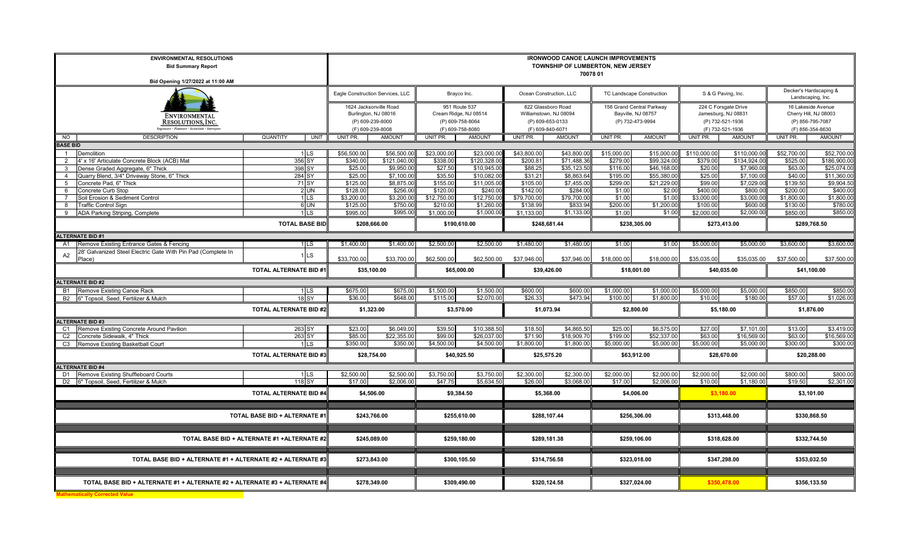**ENVIRONMENTAL RESOLUTIONS**
**Bid Summary Report**

**Bid Opening 1/27/2022 at 11:00 AM**

ENVIRONMENTAL RESOLUTIONS, INC.
Engineers • Planners • Scientists • Surveyors

**IRONWOOD CANOE LAUNCH IMPROVEMENTS**
**TOWNSHIP OF LUMBERTON, NEW JERSEY**
**70078 01**

| | | | | Eagle Construction Services, LLC | | Brayco Inc. | | Ocean Construction, LLC | | TC Landscape Construction | | S & G Paving, Inc. | | Decker's Hardscaping & Landscaping, Inc. | |
|---|---|---|---|---|---|---|---|---|---|---|---|---|---|---|---|
| | | | | 1624 Jacksonville Road<br>Burlington, NJ 08016<br>(P) 609-239-8000<br>(F) 609-239-8008 | | 951 Route 537<br>Cream Ridge, NJ 08514<br>(P) 609-758-8064<br>(F) 609-758-8080 | | 822 Glassboro Road<br>Williamstown, NJ 08094<br>(P) 609-653-0133<br>(F) 609-840-6071 | | 156 Grand Central Parkway<br>Bayville, NJ 08757<br>(P) 732-473-9994 | | 224 C Forsgate Drive<br>Jamesburg, NJ 08831<br>(P) 732-521-1936<br>(F) 732-521-1936 | | 16 Lakeside Avenue<br>Cherry Hill, NJ 08003<br>(P) 856-795-7087<br>(F) 856-354-8630 | |
| NO | DESCRIPTION | QUANTITY | UNIT | UNIT PR. | AMOUNT | UNIT PR. | AMOUNT | UNIT PR. | AMOUNT | UNIT PR. | AMOUNT | UNIT PR. | AMOUNT | UNIT PR. | AMOUNT |
| **BASE BID** | | | | | | | | | | | | | | | |
| 1 | Demolition | 1 | LS | $56,500.00 | $56,500.00 | $23,000.00 | $23,000.00 | $43,800.00 | $43,800.00 | $15,000.00 | $15,000.00 | $110,000.00 | $110,000.00 | $52,700.00 | $52,700.00 |
| 2 | 4' x 16' Articulate Concrete Block (ACB) Mat | 356 | SY | $340.00 | $121,040.00 | $338.00 | $120,328.00 | $200.81 | $71,488.36 | $279.00 | $99,324.00 | $379.00 | $134,924.00 | $525.00 | $186,900.00 |
| 3 | Dense Graded Aggregate, 6" Thick | 398 | SY | $25.00 | $9,950.00 | $27.50 | $10,945.00 | $88.25 | $35,123.50 | $116.00 | $46,168.00 | $20.00 | $7,960.00 | $63.00 | $25,074.00 |
| 4 | Quarry Blend, 3/4" Driveway Stone, 6" Thick | 284 | SY | $25.00 | $7,100.00 | $35.50 | $10,082.00 | $31.21 | $8,863.64 | $195.00 | $55,380.00 | $25.00 | $7,100.00 | $40.00 | $11,360.00 |
| 5 | Concrete Pad, 6" Thick | 71 | SY | $125.00 | $8,875.00 | $155.00 | $11,005.00 | $105.00 | $7,455.00 | $299.00 | $21,229.00 | $99.00 | $7,029.00 | $139.50 | $9,904.50 |
| 6 | Concrete Curb Stop | 2 | UN | $128.00 | $256.00 | $120.00 | $240.00 | $142.00 | $284.00 | $1.00 | $2.00 | $400.00 | $800.00 | $200.00 | $400.00 |
| 7 | Soil Erosion & Sediment Control | 1 | LS | $3,200.00 | $3,200.00 | $12,750.00 | $12,750.00 | $79,700.00 | $79,700.00 | $1.00 | $1.00 | $3,000.00 | $3,000.00 | $1,800.00 | $1,800.00 |
| 8 | Traffic Control Sign | 6 | UN | $125.00 | $750.00 | $210.00 | $1,260.00 | $138.99 | $833.94 | $200.00 | $1,200.00 | $100.00 | $600.00 | $130.00 | $780.00 |
| 9 | ADA Parking Striping, Complete | 1 | LS | $995.00 | $995.00 | $1,000.00 | $1,000.00 | $1,133.00 | $1,133.00 | $1.00 | $1.00 | $2,000.00 | $2,000.00 | $850.00 | $850.00 |
| | **TOTAL BASE BID** | | | | $208,666.00 | | $190,610.00 | | $248,681.44 | | $238,305.00 | | $273,413.00 | | $289,768.50 |
| **ALTERNATE BID #1** | | | | | | | | | | | | | | | |
| A1 | Remove Existing Entrance Gates & Fencing | 1 | LS | $1,400.00 | $1,400.00 | $2,500.00 | $2,500.00 | $1,480.00 | $1,480.00 | $1.00 | $1.00 | $5,000.00 | $5,000.00 | $3,600.00 | $3,600.00 |
| A2 | 28' Galvanized Steel Electric Gate With Pin Pad (Complete In Place) | 1 | LS | $33,700.00 | $33,700.00 | $62,500.00 | $62,500.00 | $37,946.00 | $37,946.00 | $18,000.00 | $18,000.00 | $35,035.00 | $35,035.00 | $37,500.00 | $37,500.00 |
| | **TOTAL ALTERNATE BID #1** | | | | $35,100.00 | | $65,000.00 | | $39,426.00 | | $18,001.00 | | $40,035.00 | | $41,100.00 |
| **ALTERNATE BID #2** | | | | | | | | | | | | | | | |
| B1 | Remove Existing Canoe Rack | 1 | LS | $675.00 | $675.00 | $1,500.00 | $1,500.00 | $600.00 | $600.00 | $1,000.00 | $1,000.00 | $5,000.00 | $5,000.00 | $850.00 | $850.00 |
| B2 | 6" Topsoil, Seed, Fertilizer & Mulch | 18 | SY | $36.00 | $648.00 | $115.00 | $2,070.00 | $26.33 | $473.94 | $100.00 | $1,800.00 | $10.00 | $180.00 | $57.00 | $1,026.00 |
| | **TOTAL ALTERNATE BID #2** | | | | $1,323.00 | | $3,570.00 | | $1,073.94 | | $2,800.00 | | $5,180.00 | | $1,876.00 |
| **ALTERNATE BID #3** | | | | | | | | | | | | | | | |
| C1 | Remove Existing Concrete Around Pavilion | 263 | SY | $23.00 | $6,049.00 | $39.50 | $10,388.50 | $18.50 | $4,865.50 | $25.00 | $6,575.00 | $27.00 | $7,101.00 | $13.00 | $3,419.00 |
| C2 | Concrete Sidewalk, 4" Thick | 263 | SY | $85.00 | $22,355.00 | $99.00 | $26,037.00 | $71.90 | $18,909.70 | $199.00 | $52,337.00 | $63.00 | $16,569.00 | $63.00 | $16,569.00 |
| C3 | Remove Existing Basketball Court | 1 | LS | $350.00 | $350.00 | $4,500.00 | $4,500.00 | $1,800.00 | $1,800.00 | $5,000.00 | $5,000.00 | $5,000.00 | $5,000.00 | $300.00 | $300.00 |
| | **TOTAL ALTERNATE BID #3** | | | | $28,754.00 | | $40,925.50 | | $25,575.20 | | $63,912.00 | | $28,670.00 | | $20,288.00 |
| **ALTERNATE BID #4** | | | | | | | | | | | | | | | |
| D1 | Remove Existing Shuffleboard Courts | 1 | LS | $2,500.00 | $2,500.00 | $3,750.00 | $3,750.00 | $2,300.00 | $2,300.00 | $2,000.00 | $2,000.00 | $2,000.00 | $2,000.00 | $800.00 | $800.00 |
| D2 | 6" Topsoil, Seed, Fertilizer & Mulch | 118 | SY | $17.00 | $2,006.00 | $47.75 | $5,634.50 | $26.00 | $3,068.00 | $17.00 | $2,006.00 | $10.00 | $1,180.00 | $19.50 | $2,301.00 |
| | **TOTAL ALTERNATE BID #4** | | | | $4,506.00 | | $9,384.50 | | $5,368.00 | | $4,006.00 | | $3,180.00 | | $3,101.00 |
| | **TOTAL BASE BID + ALTERNATE #1** | | | | $243,766.00 | | $255,610.00 | | $288,107.44 | | $256,306.00 | | $313,448.00 | | $330,868.50 |
| | **TOTAL BASE BID + ALTERNATE #1 +ALTERNATE #2** | | | | $245,089.00 | | $259,180.00 | | $289,181.38 | | $259,106.00 | | $318,628.00 | | $332,744.50 |
| | **TOTAL BASE BID + ALTERNATE #1 + ALTERNATE #2 + ALTERNATE #3** | | | | $273,843.00 | | $300,105.50 | | $314,756.58 | | $323,018.00 | | $347,298.00 | | $353,032.50 |
| | **TOTAL BASE BID + ALTERNATE #1 + ALTERNATE #2 + ALTERNATE #3 + ALTERNATE #4** | | | | $278,349.00 | | $309,490.00 | | $320,124.58 | | $327,024.00 | | $350,478.00 | | $356,133.50 |

Mathematically Corrected Value